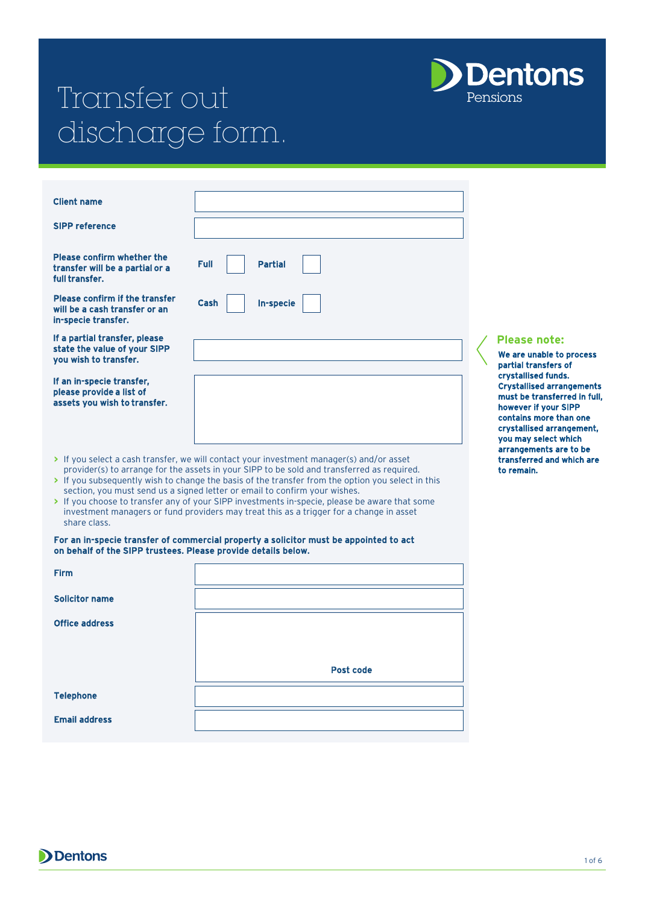# Transfer out discharge form.

Dentons Pensions

| | |
|---|---|
| **Client name** | |
| **SIPP reference** | |
| **Please confirm whether the transfer will be a partial or a full transfer.** | **Full** ☐ **Partial** ☐ |
| **Please confirm if the transfer will be a cash transfer or an in-specie transfer.** | **Cash** ☐ **In-specie** ☐ |
| **If a partial transfer, please state the value of your SIPP you wish to transfer.** | |
| **If an in-specie transfer, please provide a list of assets you wish to transfer.** | |

- If you select a cash transfer, we will contact your investment manager(s) and/or asset provider(s) to arrange for the assets in your SIPP to be sold and transferred as required.
- If you subsequently wish to change the basis of the transfer from the option you select in this section, you must send us a signed letter or email to confirm your wishes.
- If you choose to transfer any of your SIPP investments in-specie, please be aware that some investment managers or fund providers may treat this as a trigger for a change in asset share class.

**For an in-specie transfer of commercial property a solicitor must be appointed to act on behalf of the SIPP trustees. Please provide details below.**

| | |
|---|---|
| **Firm** | |
| **Solicitor name** | |
| **Office address** | **Post code** |
| **Telephone** | |
| **Email address** | |

**Please note:**

**We are unable to process partial transfers of crystallised funds. Crystallised arrangements must be transferred in full, however if your SIPP contains more than one crystallised arrangement, you may select which arrangements are to be transferred and which are to remain.**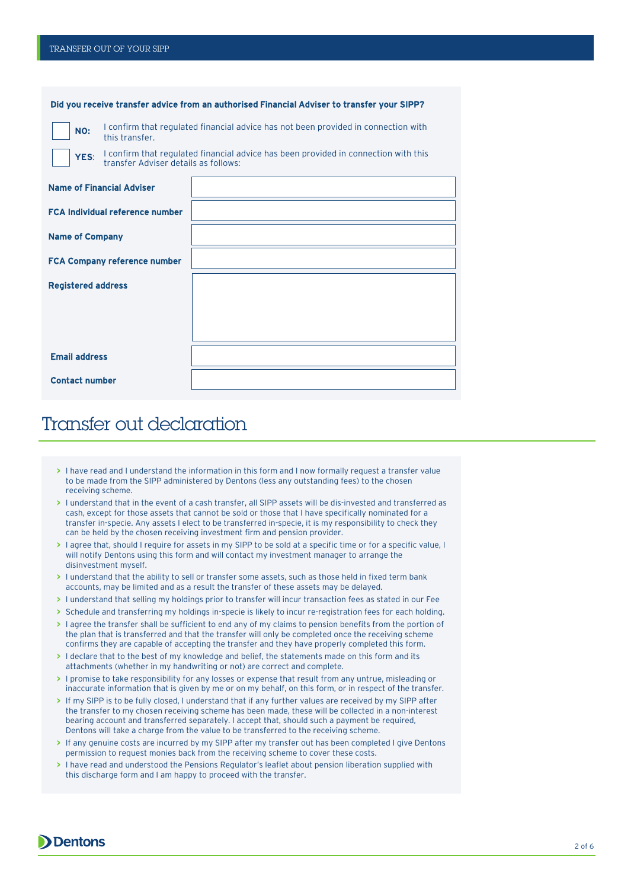**Did you receive transfer advice from an authorised Financial Adviser to transfer your SIPP?**

☐ **NO:** I confirm that regulated financial advice has not been provided in connection with this transfer.

☐ **YES:** I confirm that regulated financial advice has been provided in connection with this transfer Adviser details as follows:

| | |
|---|---|
| **Name of Financial Adviser** | |
| **FCA Individual reference number** | |
| **Name of Company** | |
| **FCA Company reference number** | |
| **Registered address** | |
| **Email address** | |
| **Contact number** | |

# Transfer out declaration

- I have read and I understand the information in this form and I now formally request a transfer value to be made from the SIPP administered by Dentons (less any outstanding fees) to the chosen receiving scheme.
- I understand that in the event of a cash transfer, all SIPP assets will be dis-invested and transferred as cash, except for those assets that cannot be sold or those that I have specifically nominated for a transfer in-specie. Any assets I elect to be transferred in-specie, it is my responsibility to check they can be held by the chosen receiving investment firm and pension provider.
- I agree that, should I require for assets in my SIPP to be sold at a specific time or for a specific value, I will notify Dentons using this form and will contact my investment manager to arrange the disinvestment myself.
- I understand that the ability to sell or transfer some assets, such as those held in fixed term bank accounts, may be limited and as a result the transfer of these assets may be delayed.
- I understand that selling my holdings prior to transfer will incur transaction fees as stated in our Fee
- Schedule and transferring my holdings in-specie is likely to incur re-registration fees for each holding.
- I agree the transfer shall be sufficient to end any of my claims to pension benefits from the portion of the plan that is transferred and that the transfer will only be completed once the receiving scheme confirms they are capable of accepting the transfer and they have properly completed this form.
- I declare that to the best of my knowledge and belief, the statements made on this form and its attachments (whether in my handwriting or not) are correct and complete.
- I promise to take responsibility for any losses or expense that result from any untrue, misleading or inaccurate information that is given by me or on my behalf, on this form, or in respect of the transfer.
- If my SIPP is to be fully closed, I understand that if any further values are received by my SIPP after the transfer to my chosen receiving scheme has been made, these will be collected in a non-interest bearing account and transferred separately. I accept that, should such a payment be required, Dentons will take a charge from the value to be transferred to the receiving scheme.
- If any genuine costs are incurred by my SIPP after my transfer out has been completed I give Dentons permission to request monies back from the receiving scheme to cover these costs.
- I have read and understood the Pensions Regulator's leaflet about pension liberation supplied with this discharge form and I am happy to proceed with the transfer.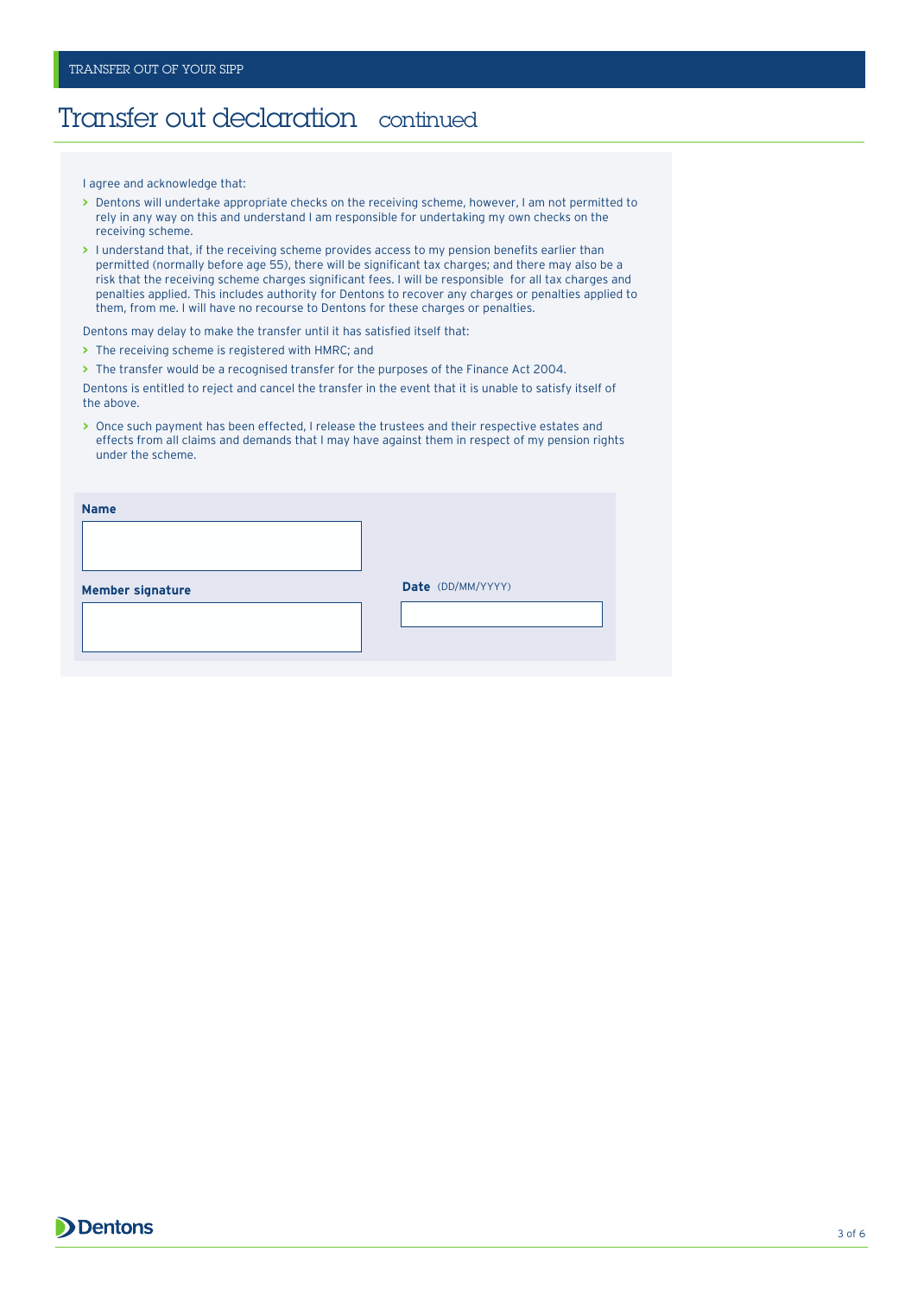# Transfer out declaration continued

I agree and acknowledge that:

- Dentons will undertake appropriate checks on the receiving scheme, however, I am not permitted to rely in any way on this and understand I am responsible for undertaking my own checks on the receiving scheme.
- I understand that, if the receiving scheme provides access to my pension benefits earlier than permitted (normally before age 55), there will be significant tax charges; and there may also be a risk that the receiving scheme charges significant fees. I will be responsible for all tax charges and penalties applied. This includes authority for Dentons to recover any charges or penalties applied to them, from me. I will have no recourse to Dentons for these charges or penalties.

Dentons may delay to make the transfer until it has satisfied itself that:

- The receiving scheme is registered with HMRC; and
- The transfer would be a recognised transfer for the purposes of the Finance Act 2004.

Dentons is entitled to reject and cancel the transfer in the event that it is unable to satisfy itself of the above.

- Once such payment has been effected, I release the trustees and their respective estates and effects from all claims and demands that I may have against them in respect of my pension rights under the scheme.

**Name**

______________________

**Member signature**

______________________

**Date** (DD/MM/YYYY)

______________________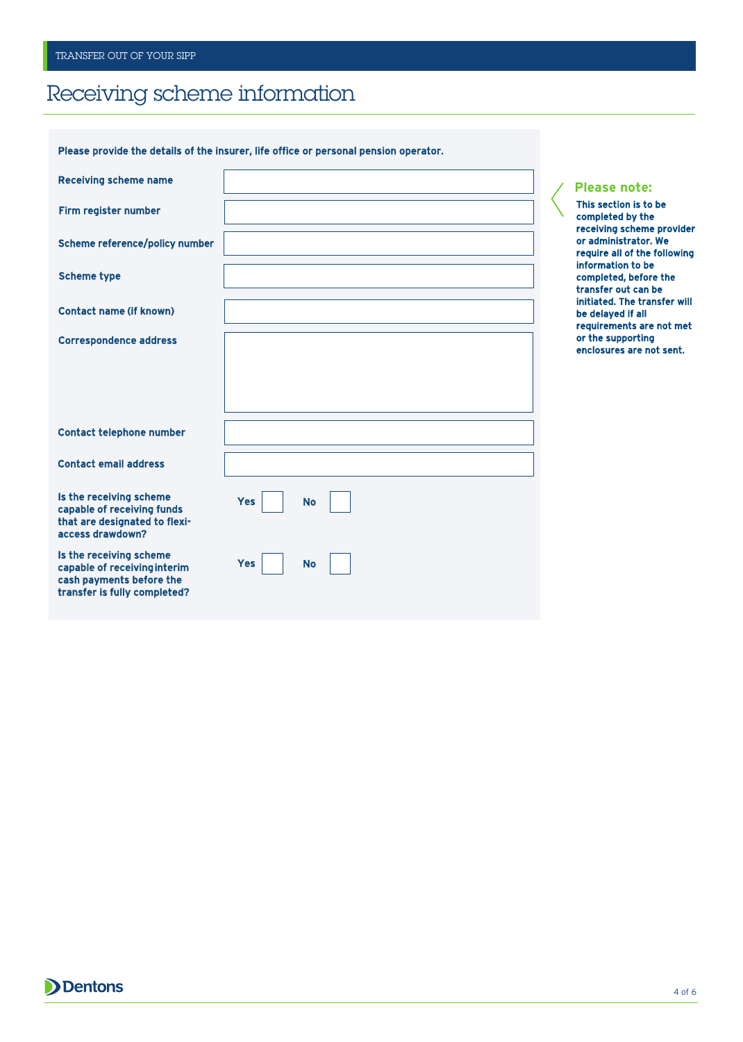# Receiving scheme information

**Please provide the details of the insurer, life office or personal pension operator.**

| Field | |
|---|---|
| **Receiving scheme name** | |
| **Firm register number** | |
| **Scheme reference/policy number** | |
| **Scheme type** | |
| **Contact name (if known)** | |
| **Correspondence address** | |
| **Contact telephone number** | |
| **Contact email address** | |

**Is the receiving scheme capable of receiving funds that are designated to flexi-access drawdown?** Yes ☐ No ☐

**Is the receiving scheme capable of receiving interim cash payments before the transfer is fully completed?** Yes ☐ No ☐

**Please note:**

**This section is to be completed by the receiving scheme provider or administrator. We require all of the following information to be completed, before the transfer out can be initiated. The transfer will be delayed if all requirements are not met or the supporting enclosures are not sent.**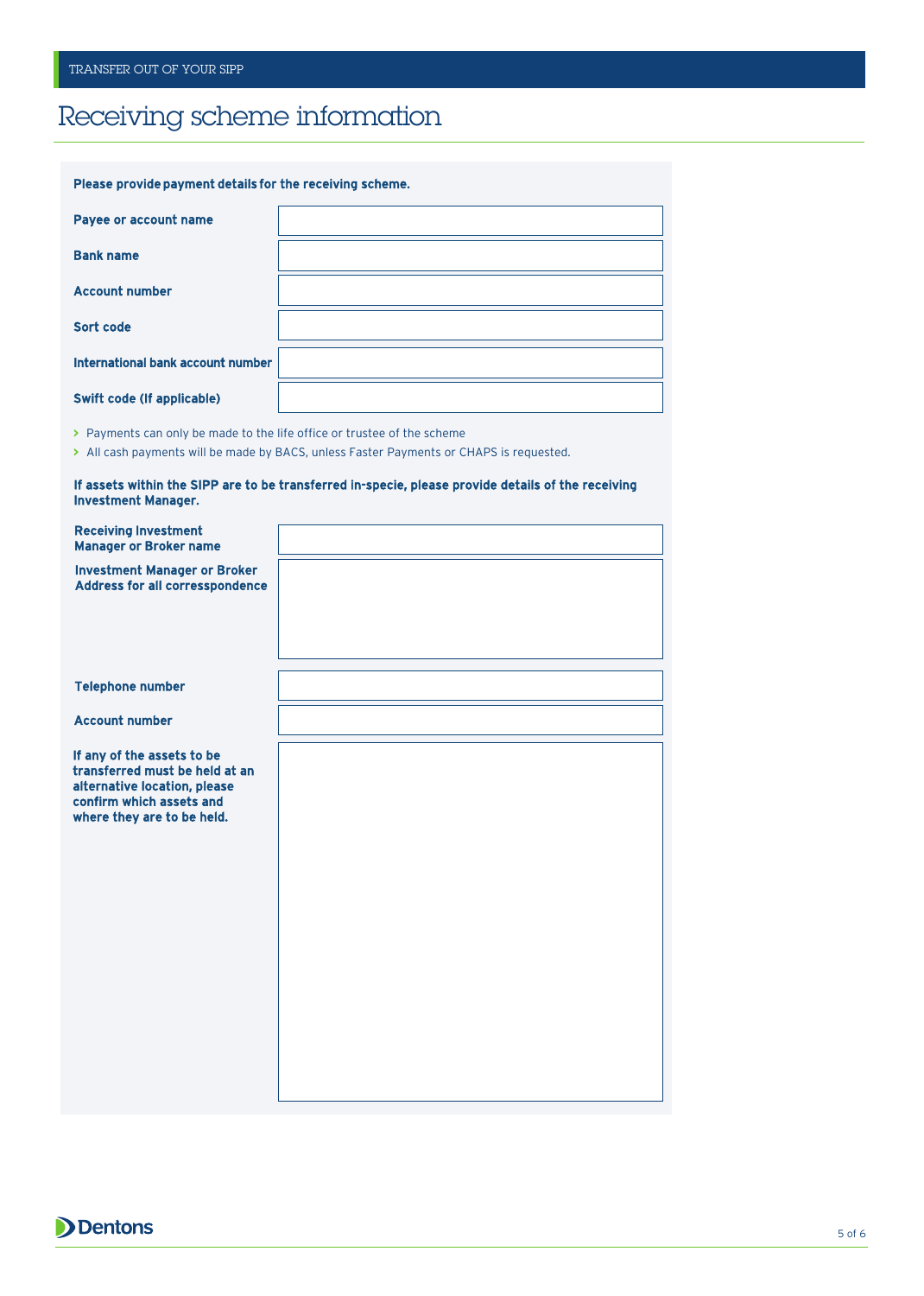# Receiving scheme information

**Please provide payment details for the receiving scheme.**

| | |
|---|---|
| **Payee or account name** | |
| **Bank name** | |
| **Account number** | |
| **Sort code** | |
| **International bank account number** | |
| **Swift code (If applicable)** | |

- Payments can only be made to the life office or trustee of the scheme
- All cash payments will be made by BACS, unless Faster Payments or CHAPS is requested.

**If assets within the SIPP are to be transferred in-specie, please provide details of the receiving Investment Manager.**

| | |
|---|---|
| **Receiving Investment Manager or Broker name** | |
| **Investment Manager or Broker Address for all corresspondence** | |
| **Telephone number** | |
| **Account number** | |
| **If any of the assets to be transferred must be held at an alternative location, please confirm which assets and where they are to be held.** | |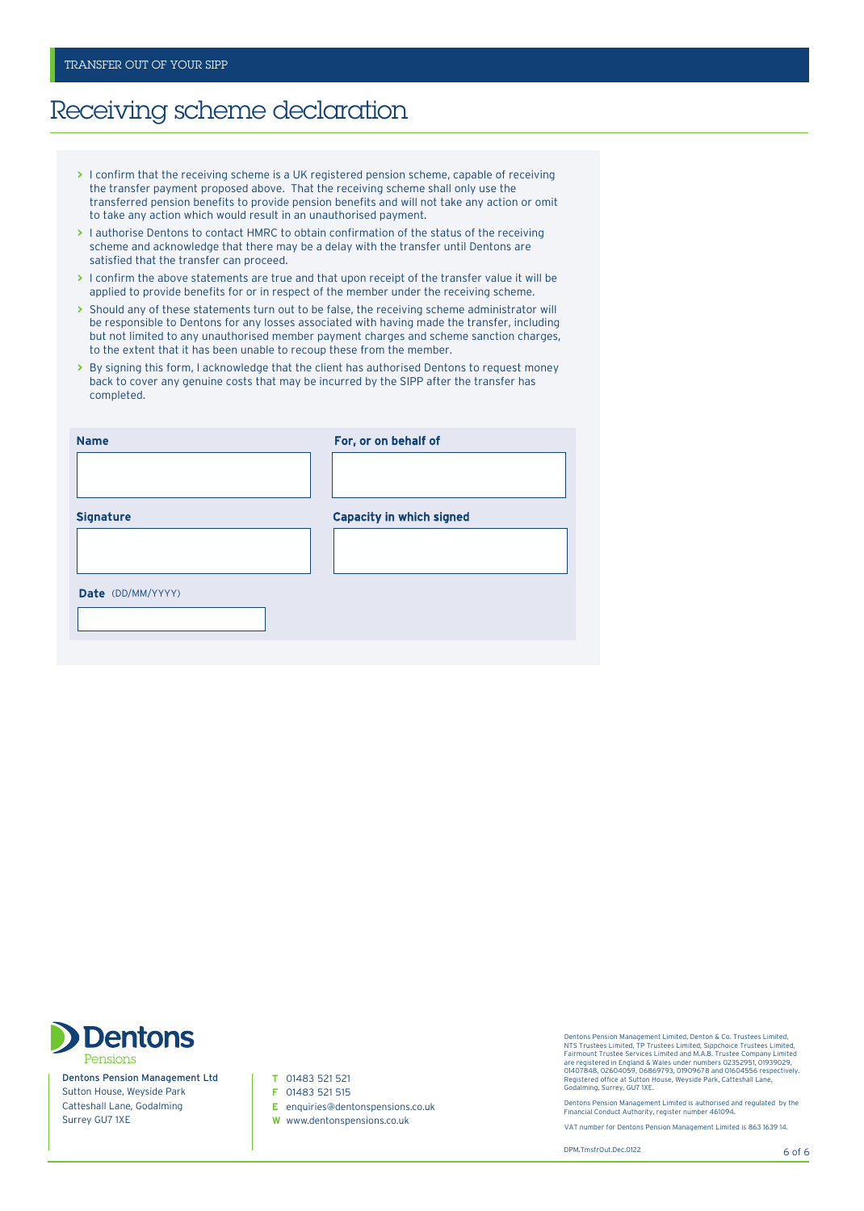# Receiving scheme declaration

- I confirm that the receiving scheme is a UK registered pension scheme, capable of receiving the transfer payment proposed above. That the receiving scheme shall only use the transferred pension benefits to provide pension benefits and will not take any action or omit to take any action which would result in an unauthorised payment.
- I authorise Dentons to contact HMRC to obtain confirmation of the status of the receiving scheme and acknowledge that there may be a delay with the transfer until Dentons are satisfied that the transfer can proceed.
- I confirm the above statements are true and that upon receipt of the transfer value it will be applied to provide benefits for or in respect of the member under the receiving scheme.
- Should any of these statements turn out to be false, the receiving scheme administrator will be responsible to Dentons for any losses associated with having made the transfer, including but not limited to any unauthorised member payment charges and scheme sanction charges, to the extent that it has been unable to recoup these from the member.
- By signing this form, I acknowledge that the client has authorised Dentons to request money back to cover any genuine costs that may be incurred by the SIPP after the transfer has completed.

**Name**

**For, or on behalf of**

**Signature**

**Capacity in which signed**

**Date** (DD/MM/YYYY)

Dentons Pensions

Dentons Pension Management Ltd
Sutton House, Weyside Park
Catteshall Lane, Godalming
Surrey GU7 1XE

**T** 01483 521 521
**F** 01483 521 515
**E** enquiries@dentonspensions.co.uk
**W** www.dentonspensions.co.uk

Dentons Pension Management Limited, Denton & Co. Trustees Limited, NTS Trustees Limited, TP Trustees Limited, Sippchoice Trustees Limited, Fairmount Trustee Services Limited and M.A.B. Trustee Company Limited are registered in England & Wales under numbers 02352951, 01939029, 01407848, 02604059, 06869793, 01909678 and 01604556 respectively. Registered office at Sutton House, Weyside Park, Catteshall Lane, Godalming, Surrey, GU7 1XE.

Dentons Pension Management Limited is authorised and regulated by the Financial Conduct Authority, register number 461094.

VAT number for Dentons Pension Management Limited is 863 1639 14.

DPM.TrnsfrOut.Dec.0122